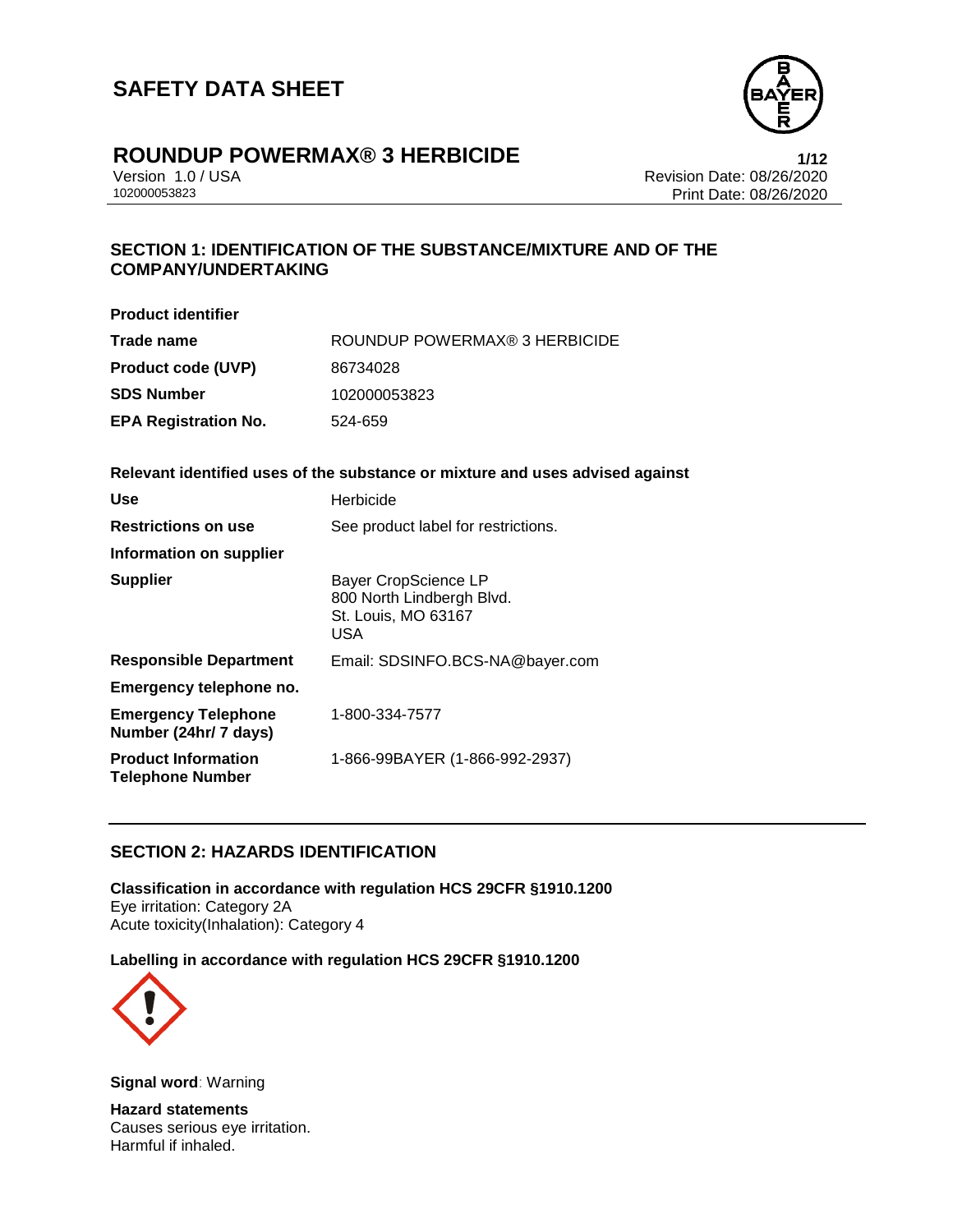# SAFETY DATA SHEET

## ROUNDUP POWERMAX® 3 HERBICIDE

Version 1.0 / USA
102000053823

Revision Date: 08/26/2020
Print Date: 08/26/2020

## SECTION 1: IDENTIFICATION OF THE SUBSTANCE/MIXTURE AND OF THE COMPANY/UNDERTAKING

**Product identifier**

| | |
|---|---|
| **Trade name** | ROUNDUP POWERMAX® 3 HERBICIDE |
| **Product code (UVP)** | 86734028 |
| **SDS Number** | 102000053823 |
| **EPA Registration No.** | 524-659 |

**Relevant identified uses of the substance or mixture and uses advised against**

| | |
|---|---|
| **Use** | Herbicide |
| **Restrictions on use** | See product label for restrictions. |

**Information on supplier**

| | |
|---|---|
| **Supplier** | Bayer CropScience LP<br>800 North Lindbergh Blvd.<br>St. Louis, MO 63167<br>USA |
| **Responsible Department** | Email: SDSINFO.BCS-NA@bayer.com |

**Emergency telephone no.**

| | |
|---|---|
| **Emergency Telephone Number (24hr/ 7 days)** | 1-800-334-7577 |
| **Product Information Telephone Number** | 1-866-99BAYER (1-866-992-2937) |

## SECTION 2: HAZARDS IDENTIFICATION

**Classification in accordance with regulation HCS 29CFR §1910.1200**
Eye irritation: Category 2A
Acute toxicity(Inhalation): Category 4

**Labelling in accordance with regulation HCS 29CFR §1910.1200**

**Signal word**: Warning

**Hazard statements**
Causes serious eye irritation.
Harmful if inhaled.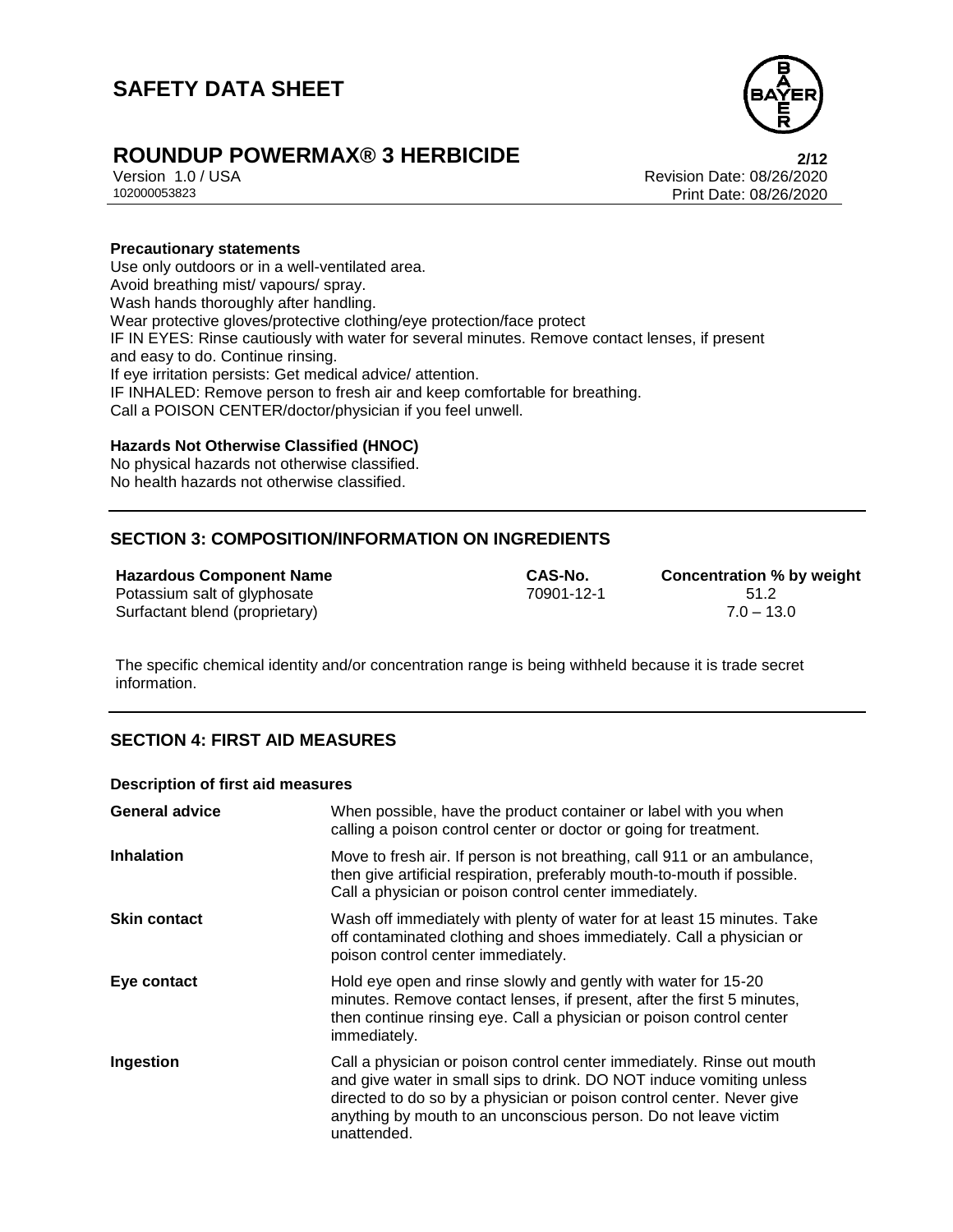**Precautionary statements**

Use only outdoors or in a well-ventilated area.
Avoid breathing mist/ vapours/ spray.
Wash hands thoroughly after handling.
Wear protective gloves/protective clothing/eye protection/face protect
IF IN EYES: Rinse cautiously with water for several minutes. Remove contact lenses, if present and easy to do. Continue rinsing.
If eye irritation persists: Get medical advice/ attention.
IF INHALED: Remove person to fresh air and keep comfortable for breathing.
Call a POISON CENTER/doctor/physician if you feel unwell.

**Hazards Not Otherwise Classified (HNOC)**

No physical hazards not otherwise classified.
No health hazards not otherwise classified.

## SECTION 3: COMPOSITION/INFORMATION ON INGREDIENTS

| Hazardous Component Name | CAS-No. | Concentration % by weight |
|---|---|---|
| Potassium salt of glyphosate | 70901-12-1 | 51.2 |
| Surfactant blend (proprietary) | | 7.0 – 13.0 |

The specific chemical identity and/or concentration range is being withheld because it is trade secret information.

## SECTION 4: FIRST AID MEASURES

**Description of first aid measures**

| | |
|---|---|
| **General advice** | When possible, have the product container or label with you when calling a poison control center or doctor or going for treatment. |
| **Inhalation** | Move to fresh air. If person is not breathing, call 911 or an ambulance, then give artificial respiration, preferably mouth-to-mouth if possible. Call a physician or poison control center immediately. |
| **Skin contact** | Wash off immediately with plenty of water for at least 15 minutes. Take off contaminated clothing and shoes immediately. Call a physician or poison control center immediately. |
| **Eye contact** | Hold eye open and rinse slowly and gently with water for 15-20 minutes. Remove contact lenses, if present, after the first 5 minutes, then continue rinsing eye. Call a physician or poison control center immediately. |
| **Ingestion** | Call a physician or poison control center immediately. Rinse out mouth and give water in small sips to drink. DO NOT induce vomiting unless directed to do so by a physician or poison control center. Never give anything by mouth to an unconscious person. Do not leave victim unattended. |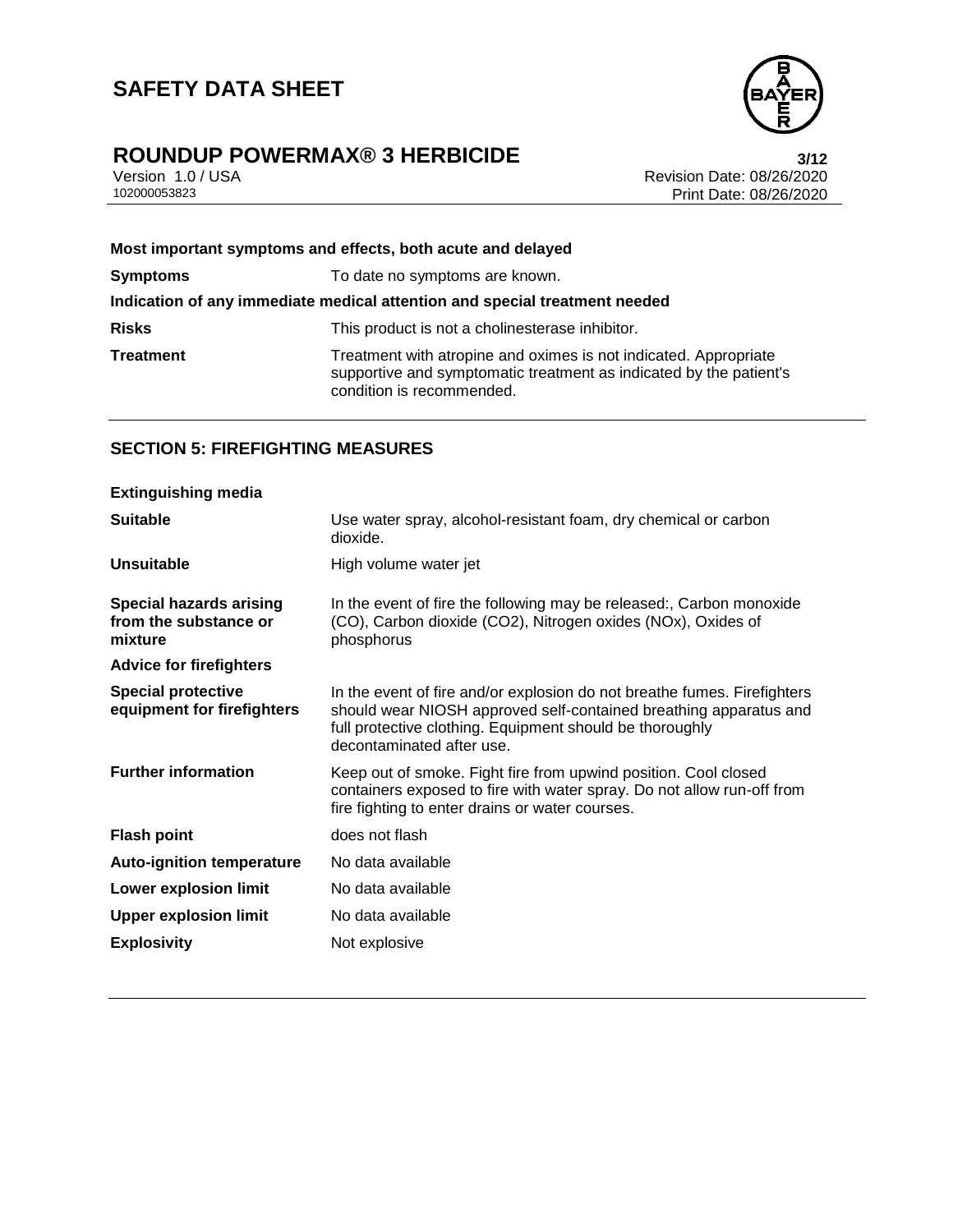**Most important symptoms and effects, both acute and delayed**

| | |
|---|---|
| **Symptoms** | To date no symptoms are known. |

**Indication of any immediate medical attention and special treatment needed**

| | |
|---|---|
| **Risks** | This product is not a cholinesterase inhibitor. |
| **Treatment** | Treatment with atropine and oximes is not indicated. Appropriate supportive and symptomatic treatment as indicated by the patient's condition is recommended. |

## SECTION 5: FIREFIGHTING MEASURES

**Extinguishing media**

| | |
|---|---|
| **Suitable** | Use water spray, alcohol-resistant foam, dry chemical or carbon dioxide. |
| **Unsuitable** | High volume water jet |
| **Special hazards arising from the substance or mixture** | In the event of fire the following may be released:, Carbon monoxide (CO), Carbon dioxide ($CO_2$), Nitrogen oxides ($NO_x$), Oxides of phosphorus |

**Advice for firefighters**

| | |
|---|---|
| **Special protective equipment for firefighters** | In the event of fire and/or explosion do not breathe fumes. Firefighters should wear NIOSH approved self-contained breathing apparatus and full protective clothing. Equipment should be thoroughly decontaminated after use. |
| **Further information** | Keep out of smoke. Fight fire from upwind position. Cool closed containers exposed to fire with water spray. Do not allow run-off from fire fighting to enter drains or water courses. |
| **Flash point** | does not flash |
| **Auto-ignition temperature** | No data available |
| **Lower explosion limit** | No data available |
| **Upper explosion limit** | No data available |
| **Explosivity** | Not explosive |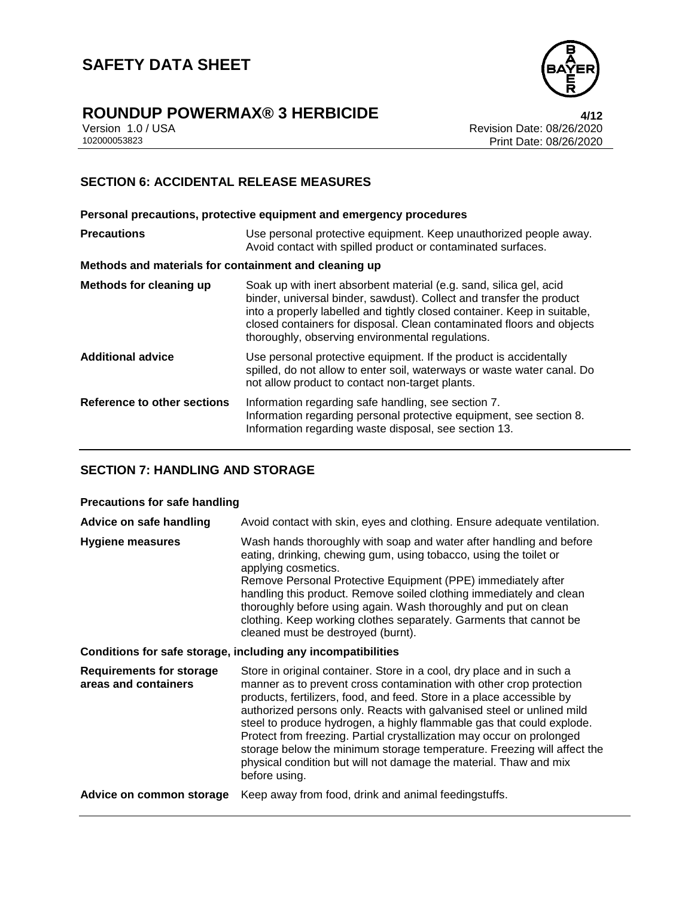## SECTION 6: ACCIDENTAL RELEASE MEASURES

### Personal precautions, protective equipment and emergency procedures

| | |
|---|---|
| **Precautions** | Use personal protective equipment. Keep unauthorized people away. Avoid contact with spilled product or contaminated surfaces. |

### Methods and materials for containment and cleaning up

| | |
|---|---|
| **Methods for cleaning up** | Soak up with inert absorbent material (e.g. sand, silica gel, acid binder, universal binder, sawdust). Collect and transfer the product into a properly labelled and tightly closed container. Keep in suitable, closed containers for disposal. Clean contaminated floors and objects thoroughly, observing environmental regulations. |
| **Additional advice** | Use personal protective equipment. If the product is accidentally spilled, do not allow to enter soil, waterways or waste water canal. Do not allow product to contact non-target plants. |
| **Reference to other sections** | Information regarding safe handling, see section 7. Information regarding personal protective equipment, see section 8. Information regarding waste disposal, see section 13. |

## SECTION 7: HANDLING AND STORAGE

### Precautions for safe handling

| | |
|---|---|
| **Advice on safe handling** | Avoid contact with skin, eyes and clothing. Ensure adequate ventilation. |
| **Hygiene measures** | Wash hands thoroughly with soap and water after handling and before eating, drinking, chewing gum, using tobacco, using the toilet or applying cosmetics. Remove Personal Protective Equipment (PPE) immediately after handling this product. Remove soiled clothing immediately and clean thoroughly before using again. Wash thoroughly and put on clean clothing. Keep working clothes separately. Garments that cannot be cleaned must be destroyed (burnt). |

### Conditions for safe storage, including any incompatibilities

| | |
|---|---|
| **Requirements for storage areas and containers** | Store in original container. Store in a cool, dry place and in such a manner as to prevent cross contamination with other crop protection products, fertilizers, food, and feed. Store in a place accessible by authorized persons only. Reacts with galvanised steel or unlined mild steel to produce hydrogen, a highly flammable gas that could explode. Protect from freezing. Partial crystallization may occur on prolonged storage below the minimum storage temperature. Freezing will affect the physical condition but will not damage the material. Thaw and mix before using. |
| **Advice on common storage** | Keep away from food, drink and animal feedingstuffs. |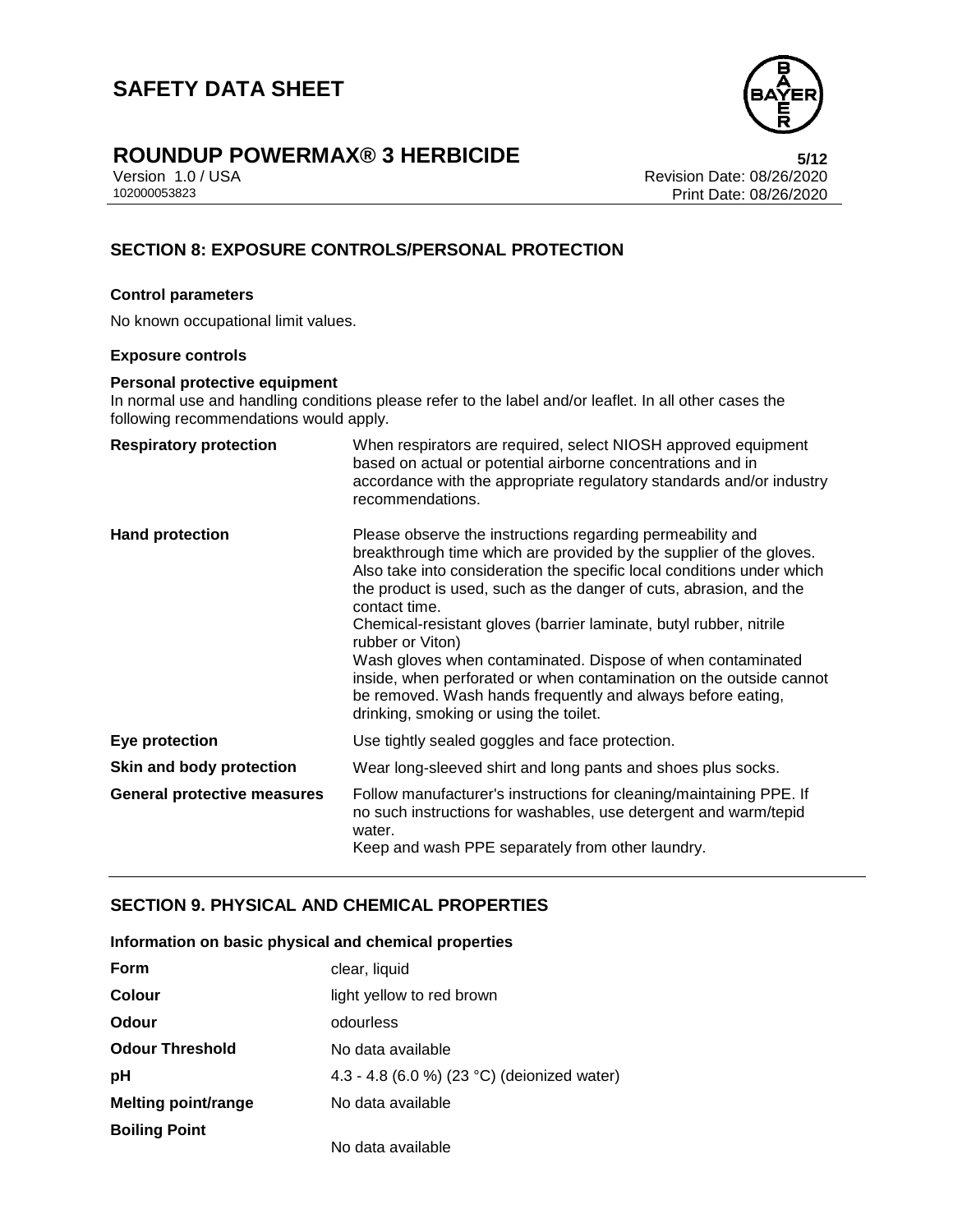## SECTION 8: EXPOSURE CONTROLS/PERSONAL PROTECTION

### Control parameters

No known occupational limit values.

### Exposure controls

**Personal protective equipment**

In normal use and handling conditions please refer to the label and/or leaflet. In all other cases the following recommendations would apply.

| | |
|---|---|
| **Respiratory protection** | When respirators are required, select NIOSH approved equipment based on actual or potential airborne concentrations and in accordance with the appropriate regulatory standards and/or industry recommendations. |
| **Hand protection** | Please observe the instructions regarding permeability and breakthrough time which are provided by the supplier of the gloves. Also take into consideration the specific local conditions under which the product is used, such as the danger of cuts, abrasion, and the contact time.<br>Chemical-resistant gloves (barrier laminate, butyl rubber, nitrile rubber or Viton)<br>Wash gloves when contaminated. Dispose of when contaminated inside, when perforated or when contamination on the outside cannot be removed. Wash hands frequently and always before eating, drinking, smoking or using the toilet. |
| **Eye protection** | Use tightly sealed goggles and face protection. |
| **Skin and body protection** | Wear long-sleeved shirt and long pants and shoes plus socks. |
| **General protective measures** | Follow manufacturer's instructions for cleaning/maintaining PPE. If no such instructions for washables, use detergent and warm/tepid water.<br>Keep and wash PPE separately from other laundry. |

## SECTION 9. PHYSICAL AND CHEMICAL PROPERTIES

### Information on basic physical and chemical properties

| | |
|---|---|
| **Form** | clear, liquid |
| **Colour** | light yellow to red brown |
| **Odour** | odourless |
| **Odour Threshold** | No data available |
| **pH** | 4.3 - 4.8 (6.0 %) (23 °C) (deionized water) |
| **Melting point/range** | No data available |
| **Boiling Point** | No data available |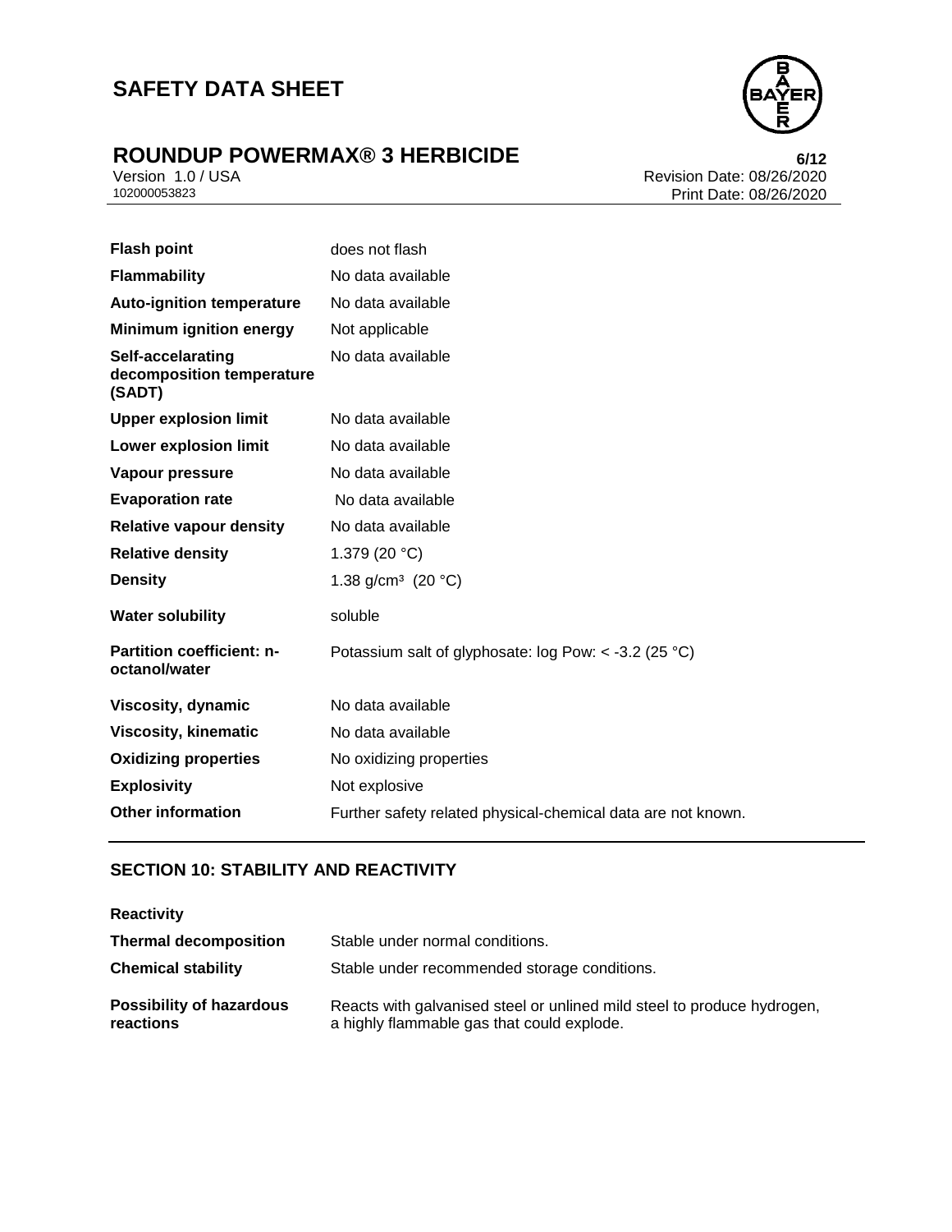| | |
|---|---|
| **Flash point** | does not flash |
| **Flammability** | No data available |
| **Auto-ignition temperature** | No data available |
| **Minimum ignition energy** | Not applicable |
| **Self-accelarating decomposition temperature (SADT)** | No data available |
| **Upper explosion limit** | No data available |
| **Lower explosion limit** | No data available |
| **Vapour pressure** | No data available |
| **Evaporation rate** | No data available |
| **Relative vapour density** | No data available |
| **Relative density** | 1.379 (20 °C) |
| **Density** | 1.38 g/cm³ (20 °C) |
| **Water solubility** | soluble |
| **Partition coefficient: n-octanol/water** | Potassium salt of glyphosate: log Pow: < -3.2 (25 °C) |
| **Viscosity, dynamic** | No data available |
| **Viscosity, kinematic** | No data available |
| **Oxidizing properties** | No oxidizing properties |
| **Explosivity** | Not explosive |
| **Other information** | Further safety related physical-chemical data are not known. |

## SECTION 10: STABILITY AND REACTIVITY

**Reactivity**

| | |
|---|---|
| **Thermal decomposition** | Stable under normal conditions. |
| **Chemical stability** | Stable under recommended storage conditions. |
| **Possibility of hazardous reactions** | Reacts with galvanised steel or unlined mild steel to produce hydrogen, a highly flammable gas that could explode. |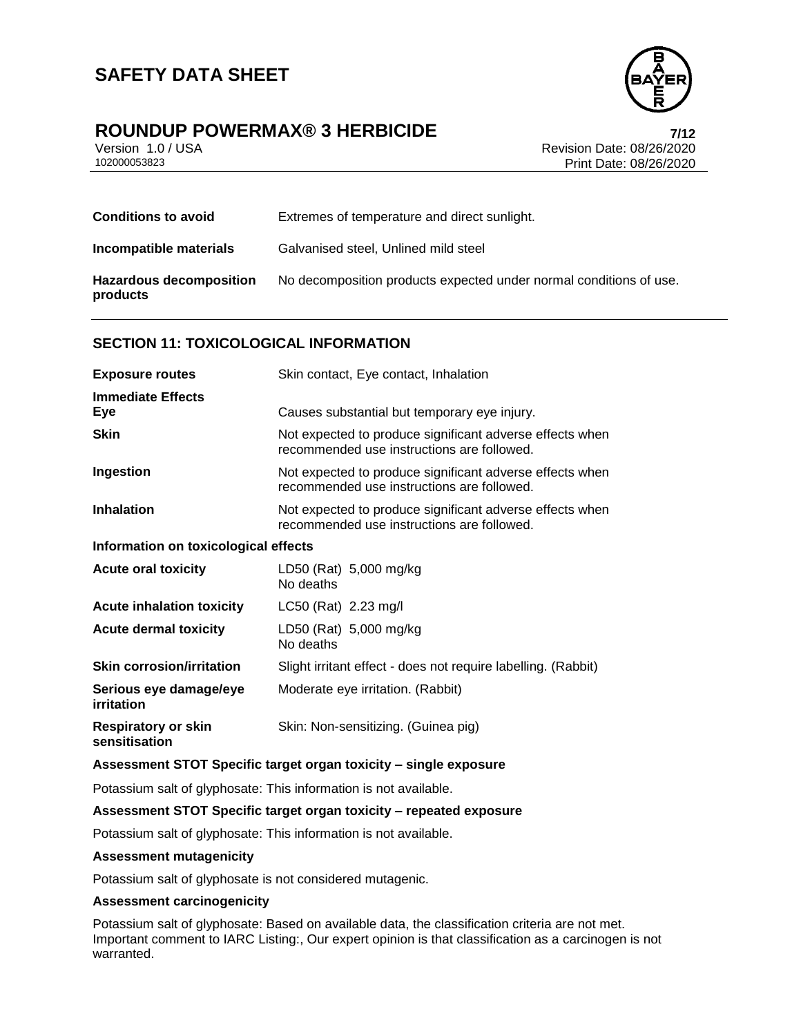| | |
|---|---|
| **Conditions to avoid** | Extremes of temperature and direct sunlight. |
| **Incompatible materials** | Galvanised steel, Unlined mild steel |
| **Hazardous decomposition products** | No decomposition products expected under normal conditions of use. |

## SECTION 11: TOXICOLOGICAL INFORMATION

| | |
|---|---|
| **Exposure routes** | Skin contact, Eye contact, Inhalation |
| **Immediate Effects** | |
| **Eye** | Causes substantial but temporary eye injury. |
| **Skin** | Not expected to produce significant adverse effects when recommended use instructions are followed. |
| **Ingestion** | Not expected to produce significant adverse effects when recommended use instructions are followed. |
| **Inhalation** | Not expected to produce significant adverse effects when recommended use instructions are followed. |

**Information on toxicological effects**

| | |
|---|---|
| **Acute oral toxicity** | LD50 (Rat) 5,000 mg/kg<br>No deaths |
| **Acute inhalation toxicity** | LC50 (Rat) 2.23 mg/l |
| **Acute dermal toxicity** | LD50 (Rat) 5,000 mg/kg<br>No deaths |
| **Skin corrosion/irritation** | Slight irritant effect - does not require labelling. (Rabbit) |
| **Serious eye damage/eye irritation** | Moderate eye irritation. (Rabbit) |
| **Respiratory or skin sensitisation** | Skin: Non-sensitizing. (Guinea pig) |

**Assessment STOT Specific target organ toxicity – single exposure**

Potassium salt of glyphosate: This information is not available.

**Assessment STOT Specific target organ toxicity – repeated exposure**

Potassium salt of glyphosate: This information is not available.

**Assessment mutagenicity**

Potassium salt of glyphosate is not considered mutagenic.

**Assessment carcinogenicity**

Potassium salt of glyphosate: Based on available data, the classification criteria are not met.
Important comment to IARC Listing:, Our expert opinion is that classification as a carcinogen is not warranted.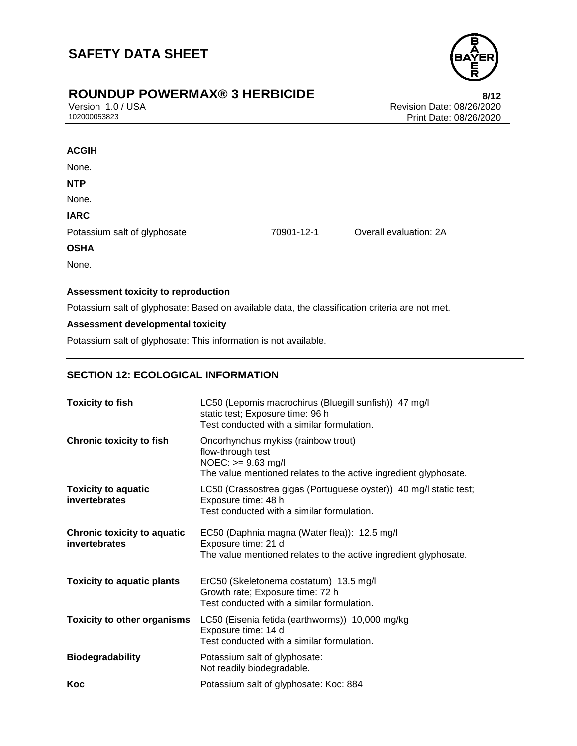**ACGIH**

None.

**NTP**

None.

**IARC**

| | | |
|---|---|---|
| Potassium salt of glyphosate | 70901-12-1 | Overall evaluation: 2A |

**OSHA**

None.

**Assessment toxicity to reproduction**

Potassium salt of glyphosate: Based on available data, the classification criteria are not met.

**Assessment developmental toxicity**

Potassium salt of glyphosate: This information is not available.

## SECTION 12: ECOLOGICAL INFORMATION

| | |
|---|---|
| **Toxicity to fish** | LC50 (Lepomis macrochirus (Bluegill sunfish)) 47 mg/l<br>static test; Exposure time: 96 h<br>Test conducted with a similar formulation. |
| **Chronic toxicity to fish** | Oncorhynchus mykiss (rainbow trout)<br>flow-through test<br>NOEC: >= 9.63 mg/l<br>The value mentioned relates to the active ingredient glyphosate. |
| **Toxicity to aquatic invertebrates** | LC50 (Crassostrea gigas (Portuguese oyster)) 40 mg/l static test;<br>Exposure time: 48 h<br>Test conducted with a similar formulation. |
| **Chronic toxicity to aquatic invertebrates** | EC50 (Daphnia magna (Water flea)): 12.5 mg/l<br>Exposure time: 21 d<br>The value mentioned relates to the active ingredient glyphosate. |
| **Toxicity to aquatic plants** | ErC50 (Skeletonema costatum) 13.5 mg/l<br>Growth rate; Exposure time: 72 h<br>Test conducted with a similar formulation. |
| **Toxicity to other organisms** | LC50 (Eisenia fetida (earthworms)) 10,000 mg/kg<br>Exposure time: 14 d<br>Test conducted with a similar formulation. |
| **Biodegradability** | Potassium salt of glyphosate:<br>Not readily biodegradable. |
| **Koc** | Potassium salt of glyphosate: Koc: 884 |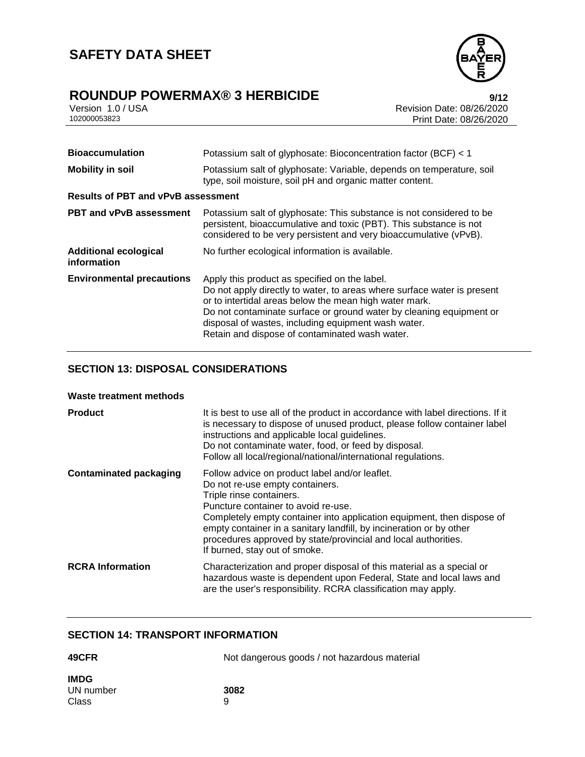| | |
|---|---|
| **Bioaccumulation** | Potassium salt of glyphosate: Bioconcentration factor (BCF) < 1 |
| **Mobility in soil** | Potassium salt of glyphosate: Variable, depends on temperature, soil type, soil moisture, soil pH and organic matter content. |

**Results of PBT and vPvB assessment**

| | |
|---|---|
| **PBT and vPvB assessment** | Potassium salt of glyphosate: This substance is not considered to be persistent, bioaccumulative and toxic (PBT). This substance is not considered to be very persistent and very bioaccumulative (vPvB). |
| **Additional ecological information** | No further ecological information is available. |
| **Environmental precautions** | Apply this product as specified on the label.<br>Do not apply directly to water, to areas where surface water is present or to intertidal areas below the mean high water mark.<br>Do not contaminate surface or ground water by cleaning equipment or disposal of wastes, including equipment wash water.<br>Retain and dispose of contaminated wash water. |

## SECTION 13: DISPOSAL CONSIDERATIONS

**Waste treatment methods**

| | |
|---|---|
| **Product** | It is best to use all of the product in accordance with label directions. If it is necessary to dispose of unused product, please follow container label instructions and applicable local guidelines.<br>Do not contaminate water, food, or feed by disposal.<br>Follow all local/regional/national/international regulations. |
| **Contaminated packaging** | Follow advice on product label and/or leaflet.<br>Do not re-use empty containers.<br>Triple rinse containers.<br>Puncture container to avoid re-use.<br>Completely empty container into application equipment, then dispose of empty container in a sanitary landfill, by incineration or by other procedures approved by state/provincial and local authorities.<br>If burned, stay out of smoke. |
| **RCRA Information** | Characterization and proper disposal of this material as a special or hazardous waste is dependent upon Federal, State and local laws and are the user's responsibility. RCRA classification may apply. |

## SECTION 14: TRANSPORT INFORMATION

**49CFR** Not dangerous goods / not hazardous material

**IMDG**

| | |
|---|---|
| UN number | **3082** |
| Class | 9 |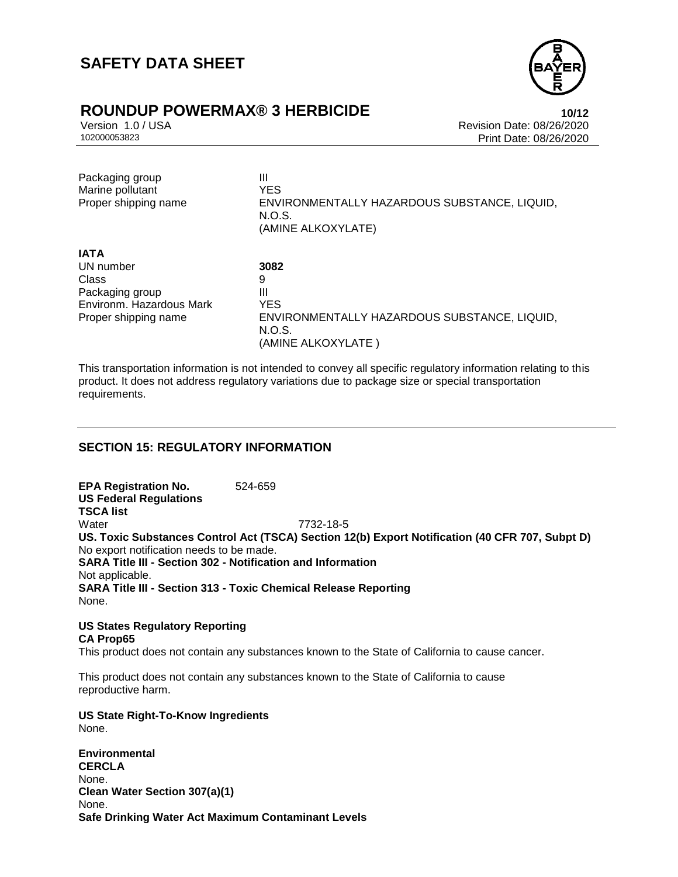| | |
|---|---|
| Packaging group | III |
| Marine pollutant | YES |
| Proper shipping name | ENVIRONMENTALLY HAZARDOUS SUBSTANCE, LIQUID, N.O.S. (AMINE ALKOXYLATE) |

**IATA**

| | |
|---|---|
| UN number | **3082** |
| Class | 9 |
| Packaging group | III |
| Environm. Hazardous Mark | YES |
| Proper shipping name | ENVIRONMENTALLY HAZARDOUS SUBSTANCE, LIQUID, N.O.S. (AMINE ALKOXYLATE ) |

This transportation information is not intended to convey all specific regulatory information relating to this product. It does not address regulatory variations due to package size or special transportation requirements.

## SECTION 15: REGULATORY INFORMATION

**EPA Registration No.** 524-659

**US Federal Regulations**

**TSCA list**

Water 7732-18-5

**US. Toxic Substances Control Act (TSCA) Section 12(b) Export Notification (40 CFR 707, Subpt D)**

No export notification needs to be made.

**SARA Title III - Section 302 - Notification and Information**

Not applicable.

**SARA Title III - Section 313 - Toxic Chemical Release Reporting**

None.

**US States Regulatory Reporting**

**CA Prop65**

This product does not contain any substances known to the State of California to cause cancer.

This product does not contain any substances known to the State of California to cause reproductive harm.

**US State Right-To-Know Ingredients**

None.

**Environmental**

**CERCLA**

None.

**Clean Water Section 307(a)(1)**

None.

**Safe Drinking Water Act Maximum Contaminant Levels**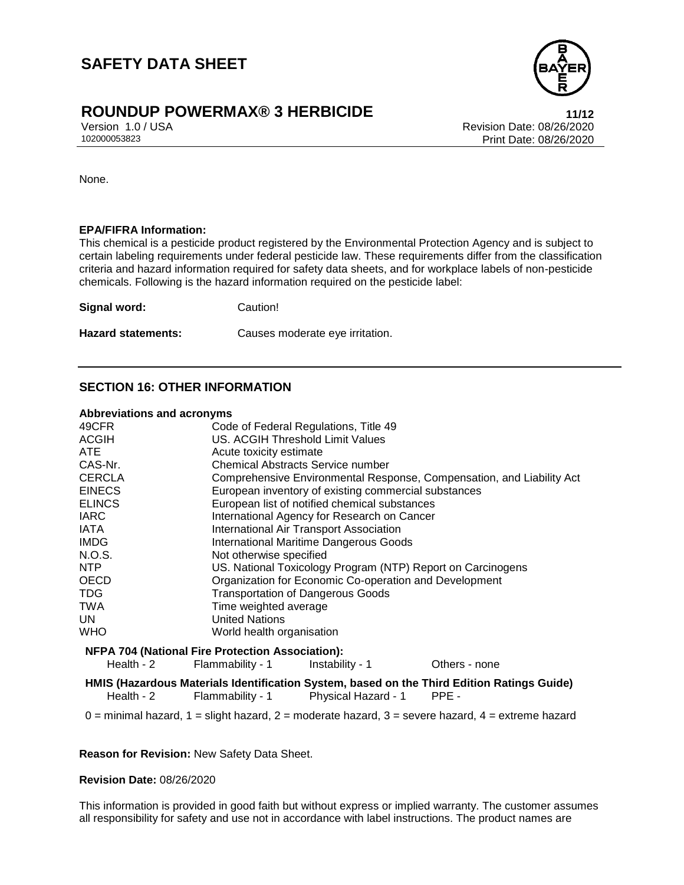None.

**EPA/FIFRA Information:**
This chemical is a pesticide product registered by the Environmental Protection Agency and is subject to certain labeling requirements under federal pesticide law. These requirements differ from the classification criteria and hazard information required for safety data sheets, and for workplace labels of non-pesticide chemicals. Following is the hazard information required on the pesticide label:

**Signal word:** Caution!

**Hazard statements:** Causes moderate eye irritation.

## SECTION 16: OTHER INFORMATION

**Abbreviations and acronyms**

| | |
|---|---|
| 49CFR | Code of Federal Regulations, Title 49 |
| ACGIH | US. ACGIH Threshold Limit Values |
| ATE | Acute toxicity estimate |
| CAS-Nr. | Chemical Abstracts Service number |
| CERCLA | Comprehensive Environmental Response, Compensation, and Liability Act |
| EINECS | European inventory of existing commercial substances |
| ELINCS | European list of notified chemical substances |
| IARC | International Agency for Research on Cancer |
| IATA | International Air Transport Association |
| IMDG | International Maritime Dangerous Goods |
| N.O.S. | Not otherwise specified |
| NTP | US. National Toxicology Program (NTP) Report on Carcinogens |
| OECD | Organization for Economic Co-operation and Development |
| TDG | Transportation of Dangerous Goods |
| TWA | Time weighted average |
| UN | United Nations |
| WHO | World health organisation |

**NFPA 704 (National Fire Protection Association):**

| | | | |
|---|---|---|---|
| Health - 2 | Flammability - 1 | Instability - 1 | Others - none |

**HMIS (Hazardous Materials Identification System, based on the Third Edition Ratings Guide)**

| | | | |
|---|---|---|---|
| Health - 2 | Flammability - 1 | Physical Hazard - 1 | PPE - |

0 = minimal hazard, 1 = slight hazard, 2 = moderate hazard, 3 = severe hazard, 4 = extreme hazard

**Reason for Revision:** New Safety Data Sheet.

**Revision Date:** 08/26/2020

This information is provided in good faith but without express or implied warranty. The customer assumes all responsibility for safety and use not in accordance with label instructions. The product names are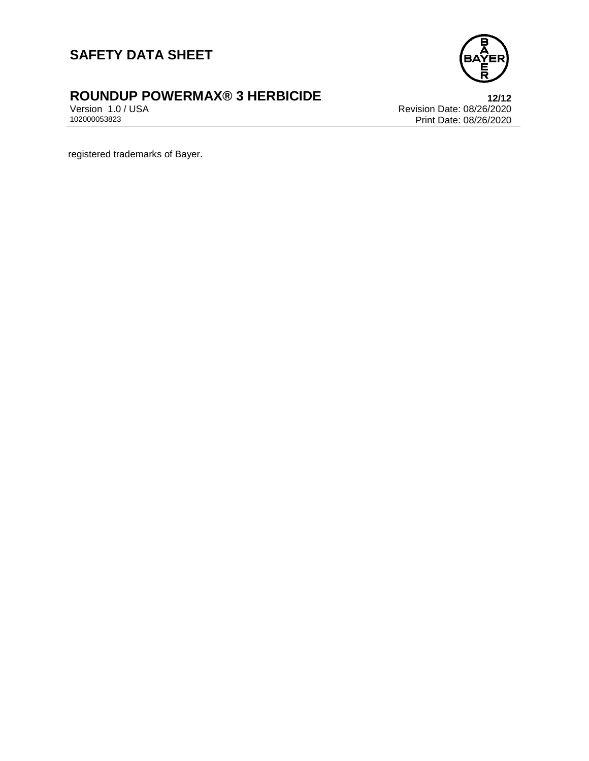registered trademarks of Bayer.